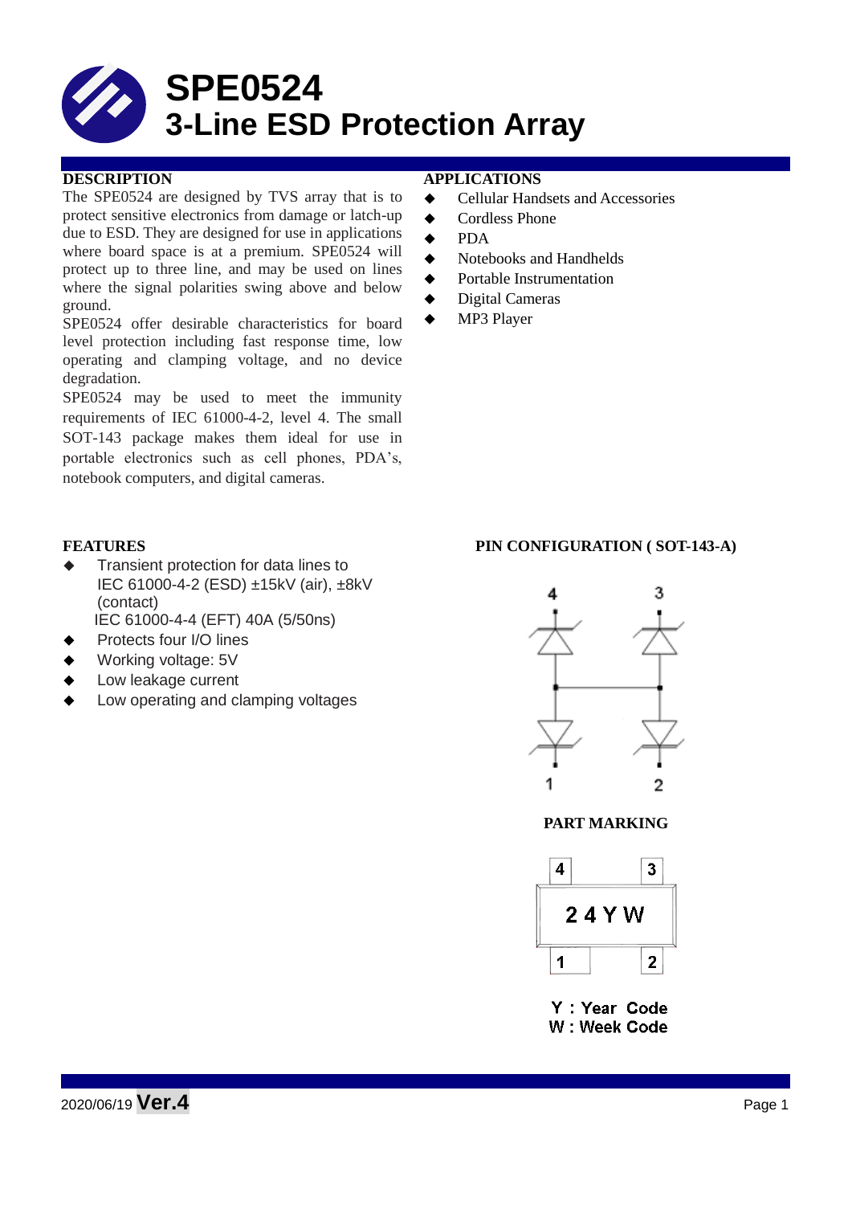# SPE0524
# 3-Line ESD Protection Array

## DESCRIPTION

The SPE0524 are designed by TVS array that is to protect sensitive electronics from damage or latch-up due to ESD. They are designed for use in applications where board space is at a premium. SPE0524 will protect up to three line, and may be used on lines where the signal polarities swing above and below ground.

SPE0524 offer desirable characteristics for board level protection including fast response time, low operating and clamping voltage, and no device degradation.

SPE0524 may be used to meet the immunity requirements of IEC 61000-4-2, level 4. The small SOT-143 package makes them ideal for use in portable electronics such as cell phones, PDA's, notebook computers, and digital cameras.

## APPLICATIONS

- Cellular Handsets and Accessories
- Cordless Phone
- PDA
- Notebooks and Handhelds
- Portable Instrumentation
- Digital Cameras
- MP3 Player

## FEATURES

- Transient protection for data lines to IEC 61000-4-2 (ESD) ±15kV (air), ±8kV (contact)
  IEC 61000-4-4 (EFT) 40A (5/50ns)
- Protects four I/O lines
- Working voltage: 5V
- Low leakage current
- Low operating and clamping voltages

## PIN CONFIGURATION ( SOT-143-A)

4 3

1 2

## PART MARKING

4 3

2 4 Y W

1 2

Y : Year Code
W : Week Code

2020/06/19 **Ver.4**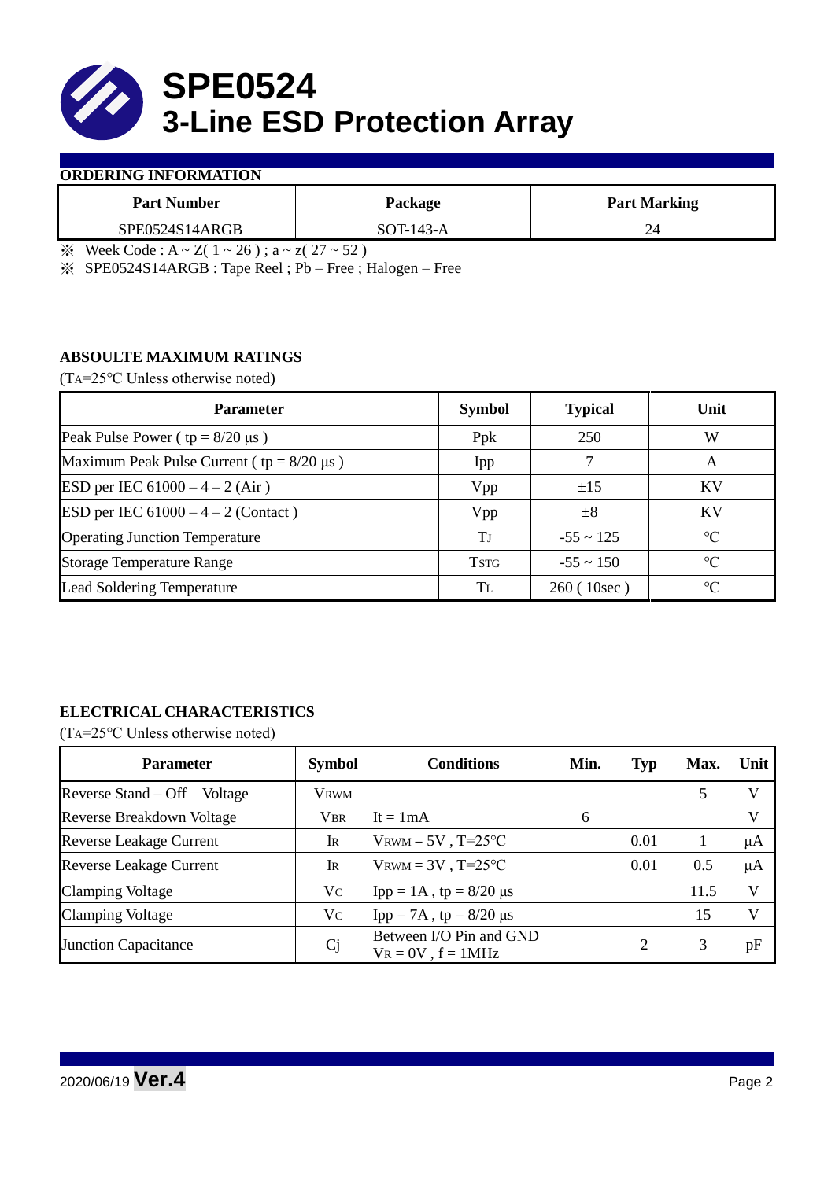# SPE0524
# 3-Line ESD Protection Array

**ORDERING INFORMATION**

| Part Number | Package | Part Marking |
|---|---|---|
| SPE0524S14ARGB | SOT-143-A | 24 |

※ Week Code : A ~ Z( 1 ~ 26 ) ; a ~ z( 27 ~ 52 )

※ SPE0524S14ARGB : Tape Reel ; Pb – Free ; Halogen – Free

**ABSOULTE MAXIMUM RATINGS**

($T_A$=25°C Unless otherwise noted)

| Parameter | Symbol | Typical | Unit |
|---|---|---|---|
| Peak Pulse Power ( tp = 8/20 μs ) | Ppk | 250 | W |
| Maximum Peak Pulse Current ( tp = 8/20 μs ) | Ipp | 7 | A |
| ESD per IEC 61000 – 4 – 2 (Air ) | Vpp | ±15 | KV |
| ESD per IEC 61000 – 4 – 2 (Contact ) | Vpp | ±8 | KV |
| Operating Junction Temperature | $T_J$ | -55 ~ 125 | °C |
| Storage Temperature Range | $T_{STG}$ | -55 ~ 150 | °C |
| Lead Soldering Temperature | $T_L$ | 260 ( 10sec ) | °C |

**ELECTRICAL CHARACTERISTICS**

($T_A$=25°C Unless otherwise noted)

| Parameter | Symbol | Conditions | Min. | Typ | Max. | Unit |
|---|---|---|---|---|---|---|
| Reverse Stand – Off Voltage | $V_{RWM}$ | | | | 5 | V |
| Reverse Breakdown Voltage | $V_{BR}$ | It = 1mA | 6 | | | V |
| Reverse Leakage Current | $I_R$ | $V_{RWM}$ = 5V , T=25°C | | 0.01 | 1 | μA |
| Reverse Leakage Current | $I_R$ | $V_{RWM}$ = 3V , T=25°C | | 0.01 | 0.5 | μA |
| Clamping Voltage | $V_C$ | Ipp = 1A , tp = 8/20 μs | | | 11.5 | V |
| Clamping Voltage | $V_C$ | Ipp = 7A , tp = 8/20 μs | | | 15 | V |
| Junction Capacitance | Cj | Between I/O Pin and GND $V_R$ = 0V , f = 1MHz | | 2 | 3 | pF |

2020/06/19 **Ver.4**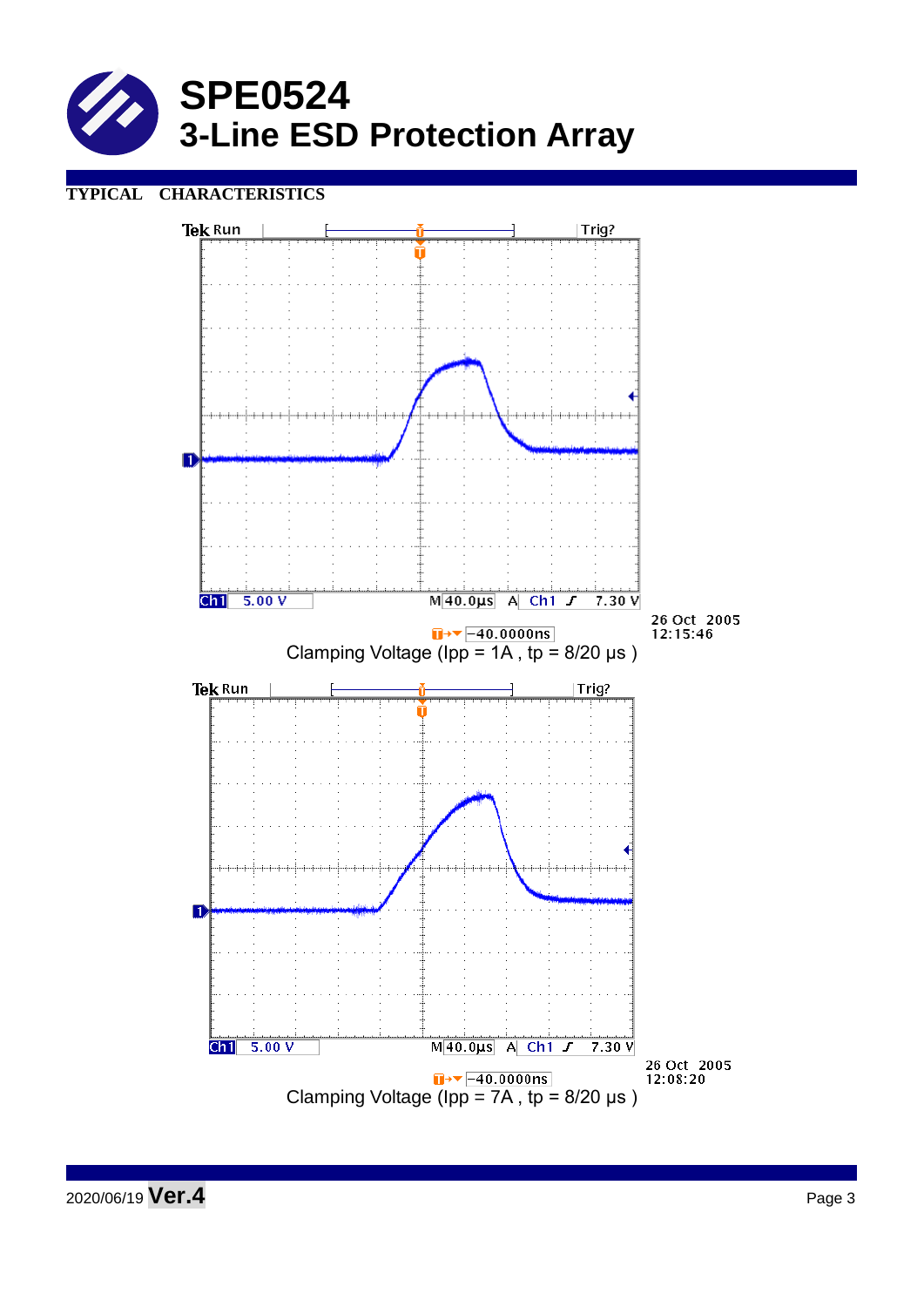# SPE0524
## 3-Line ESD Protection Array

**TYPICAL CHARACTERISTICS**

Tek Run Trig?

Ch1 5.00 V M 40.0µs A Ch1 7.30 V

-40.0000ns

26 Oct 2005
12:15:46

Clamping Voltage (Ipp = 1A , tp = 8/20 µs )

Tek Run Trig?

Ch1 5.00 V M 40.0µs A Ch1 7.30 V

-40.0000ns

26 Oct 2005
12:08:20

Clamping Voltage (Ipp = 7A , tp = 8/20 µs )

2020/06/19 **Ver.4**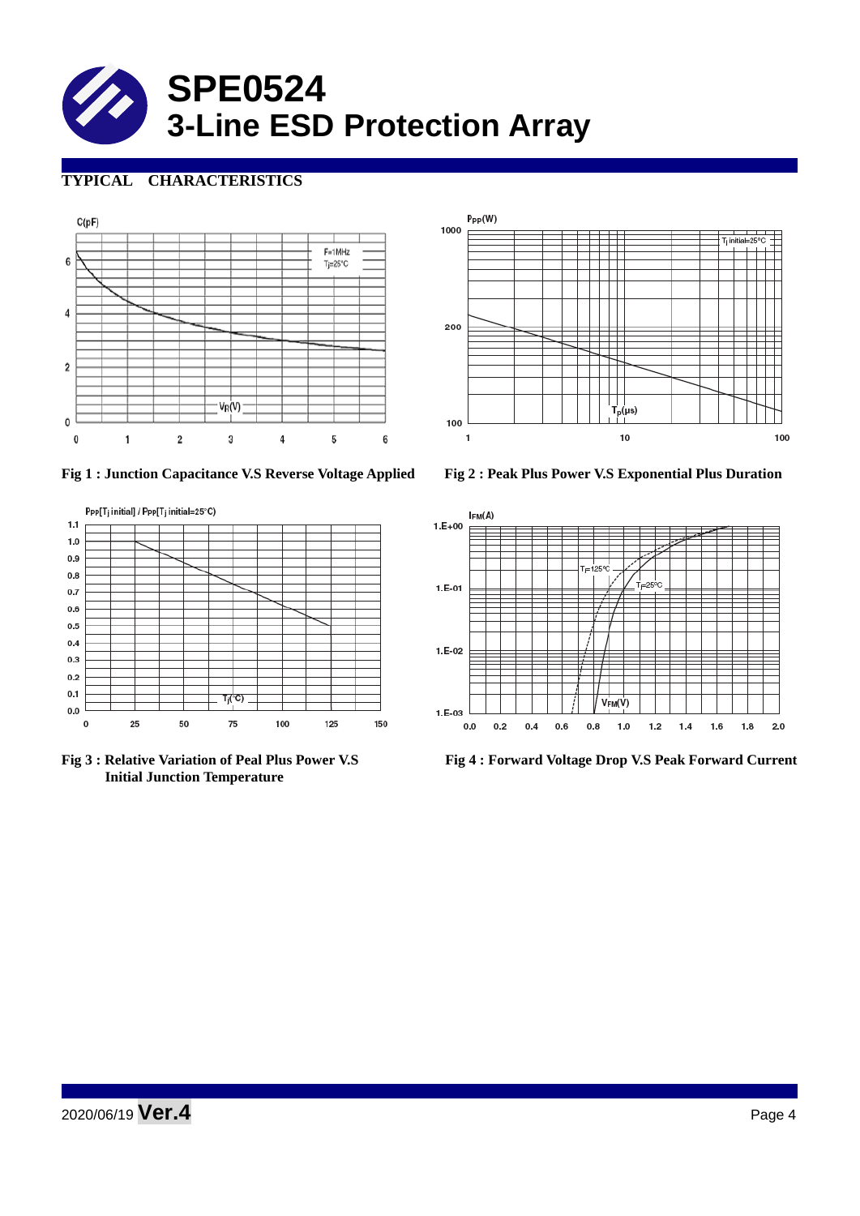# SPE0524

## 3-Line ESD Protection Array

### TYPICAL CHARACTERISTICS

Fig 1 : Junction Capacitance V.S Reverse Voltage Applied

Fig 2 : Peak Plus Power V.S Exponential Plus Duration

Fig 3 : Relative Variation of Peal Plus Power V.S Initial Junction Temperature

Fig 4 : Forward Voltage Drop V.S Peak Forward Current

2020/06/19 **Ver.4**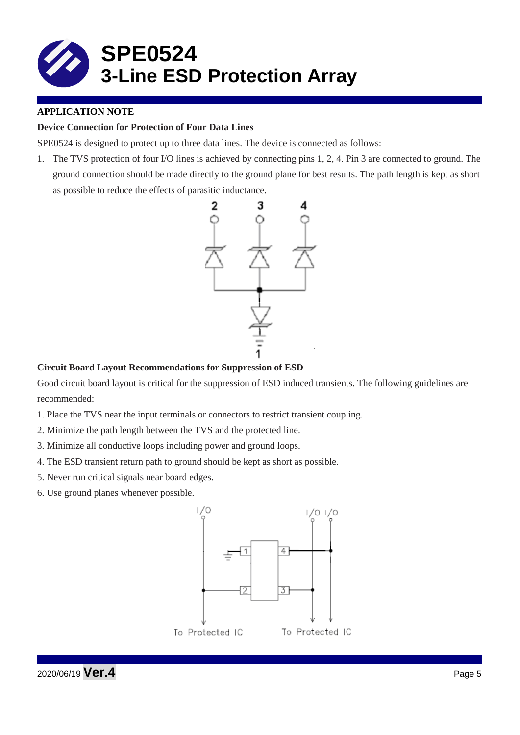# SPE0524
## 3-Line ESD Protection Array

**APPLICATION NOTE**

**Device Connection for Protection of Four Data Lines**

SPE0524 is designed to protect up to three data lines. The device is connected as follows:

1. The TVS protection of four I/O lines is achieved by connecting pins 1, 2, 4. Pin 3 are connected to ground. The ground connection should be made directly to the ground plane for best results. The path length is kept as short as possible to reduce the effects of parasitic inductance.

**Circuit Board Layout Recommendations for Suppression of ESD**

Good circuit board layout is critical for the suppression of ESD induced transients. The following guidelines are recommended:

1. Place the TVS near the input terminals or connectors to restrict transient coupling.
2. Minimize the path length between the TVS and the protected line.
3. Minimize all conductive loops including power and ground loops.
4. The ESD transient return path to ground should be kept as short as possible.
5. Never run critical signals near board edges.
6. Use ground planes whenever possible.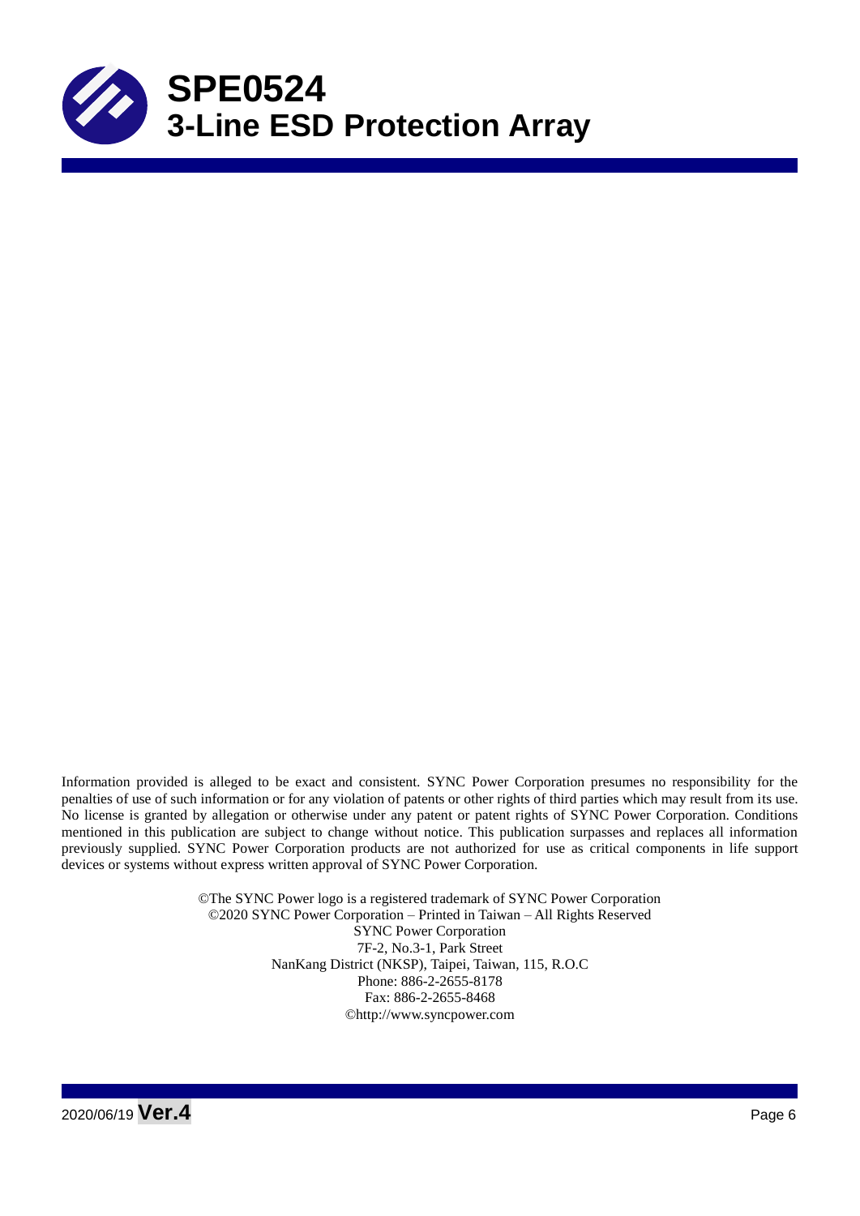Information provided is alleged to be exact and consistent. SYNC Power Corporation presumes no responsibility for the penalties of use of such information or for any violation of patents or other rights of third parties which may result from its use. No license is granted by allegation or otherwise under any patent or patent rights of SYNC Power Corporation. Conditions mentioned in this publication are subject to change without notice. This publication surpasses and replaces all information previously supplied. SYNC Power Corporation products are not authorized for use as critical components in life support devices or systems without express written approval of SYNC Power Corporation.

©The SYNC Power logo is a registered trademark of SYNC Power Corporation
©2020 SYNC Power Corporation – Printed in Taiwan – All Rights Reserved
SYNC Power Corporation
7F-2, No.3-1, Park Street
NanKang District (NKSP), Taipei, Taiwan, 115, R.O.C
Phone: 886-2-2655-8178
Fax: 886-2-2655-8468
©http://www.syncpower.com